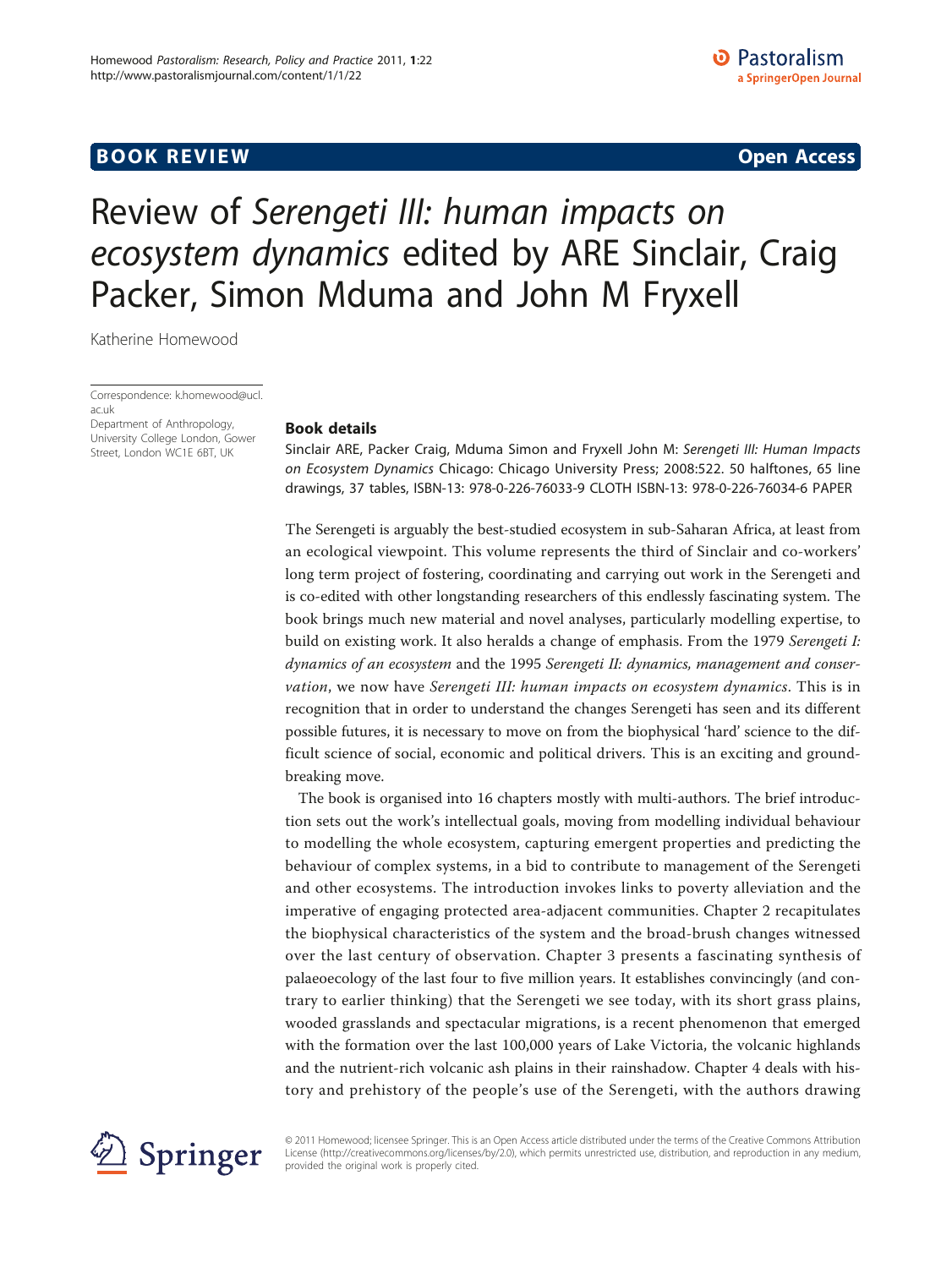## BOOK REVIEW

**Open Access**

# Review of *Serengeti III: human impacts on ecosystem dynamics* edited by ARE Sinclair, Craig Packer, Simon Mduma and John M Fryxell

Katherine Homewood

Correspondence: k.homewood@ucl.ac.uk
Department of Anthropology, University College London, Gower Street, London WC1E 6BT, UK

### Book details

Sinclair ARE, Packer Craig, Mduma Simon and Fryxell John M: *Serengeti III: Human Impacts on Ecosystem Dynamics* Chicago: Chicago University Press; 2008:522. 50 halftones, 65 line drawings, 37 tables, ISBN-13: 978-0-226-76033-9 CLOTH ISBN-13: 978-0-226-76034-6 PAPER

The Serengeti is arguably the best-studied ecosystem in sub-Saharan Africa, at least from an ecological viewpoint. This volume represents the third of Sinclair and co-workers' long term project of fostering, coordinating and carrying out work in the Serengeti and is co-edited with other longstanding researchers of this endlessly fascinating system. The book brings much new material and novel analyses, particularly modelling expertise, to build on existing work. It also heralds a change of emphasis. From the 1979 *Serengeti I: dynamics of an ecosystem* and the 1995 *Serengeti II: dynamics, management and conservation*, we now have *Serengeti III: human impacts on ecosystem dynamics*. This is in recognition that in order to understand the changes Serengeti has seen and its different possible futures, it is necessary to move on from the biophysical 'hard' science to the difficult science of social, economic and political drivers. This is an exciting and groundbreaking move.

The book is organised into 16 chapters mostly with multi-authors. The brief introduction sets out the work's intellectual goals, moving from modelling individual behaviour to modelling the whole ecosystem, capturing emergent properties and predicting the behaviour of complex systems, in a bid to contribute to management of the Serengeti and other ecosystems. The introduction invokes links to poverty alleviation and the imperative of engaging protected area-adjacent communities. Chapter 2 recapitulates the biophysical characteristics of the system and the broad-brush changes witnessed over the last century of observation. Chapter 3 presents a fascinating synthesis of palaeoecology of the last four to five million years. It establishes convincingly (and contrary to earlier thinking) that the Serengeti we see today, with its short grass plains, wooded grasslands and spectacular migrations, is a recent phenomenon that emerged with the formation over the last 100,000 years of Lake Victoria, the volcanic highlands and the nutrient-rich volcanic ash plains in their rainshadow. Chapter 4 deals with history and prehistory of the people's use of the Serengeti, with the authors drawing

© 2011 Homewood; licensee Springer. This is an Open Access article distributed under the terms of the Creative Commons Attribution License (http://creativecommons.org/licenses/by/2.0), which permits unrestricted use, distribution, and reproduction in any medium, provided the original work is properly cited.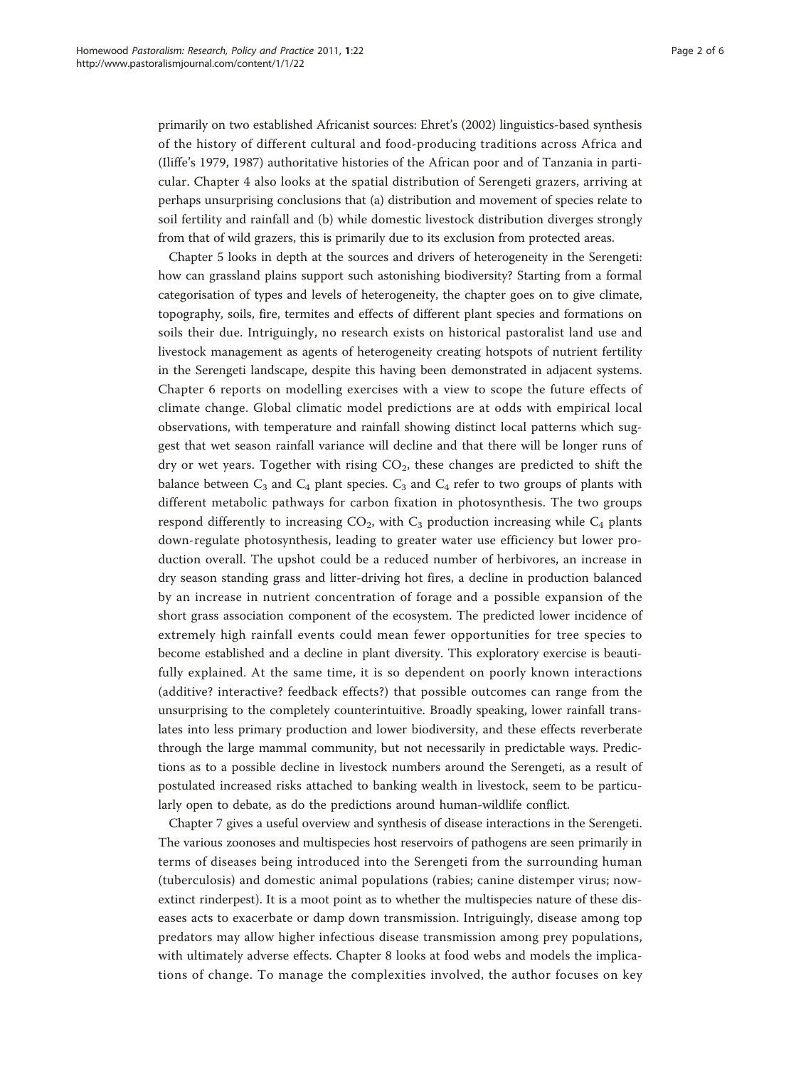primarily on two established Africanist sources: Ehret's (2002) linguistics-based synthesis of the history of different cultural and food-producing traditions across Africa and (Iliffe's 1979, 1987) authoritative histories of the African poor and of Tanzania in particular. Chapter 4 also looks at the spatial distribution of Serengeti grazers, arriving at perhaps unsurprising conclusions that (a) distribution and movement of species relate to soil fertility and rainfall and (b) while domestic livestock distribution diverges strongly from that of wild grazers, this is primarily due to its exclusion from protected areas.

Chapter 5 looks in depth at the sources and drivers of heterogeneity in the Serengeti: how can grassland plains support such astonishing biodiversity? Starting from a formal categorisation of types and levels of heterogeneity, the chapter goes on to give climate, topography, soils, fire, termites and effects of different plant species and formations on soils their due. Intriguingly, no research exists on historical pastoralist land use and livestock management as agents of heterogeneity creating hotspots of nutrient fertility in the Serengeti landscape, despite this having been demonstrated in adjacent systems. Chapter 6 reports on modelling exercises with a view to scope the future effects of climate change. Global climatic model predictions are at odds with empirical local observations, with temperature and rainfall showing distinct local patterns which suggest that wet season rainfall variance will decline and that there will be longer runs of dry or wet years. Together with rising $CO_2$, these changes are predicted to shift the balance between $C_3$ and $C_4$ plant species. $C_3$ and $C_4$ refer to two groups of plants with different metabolic pathways for carbon fixation in photosynthesis. The two groups respond differently to increasing $CO_2$, with $C_3$ production increasing while $C_4$ plants down-regulate photosynthesis, leading to greater water use efficiency but lower production overall. The upshot could be a reduced number of herbivores, an increase in dry season standing grass and litter-driving hot fires, a decline in production balanced by an increase in nutrient concentration of forage and a possible expansion of the short grass association component of the ecosystem. The predicted lower incidence of extremely high rainfall events could mean fewer opportunities for tree species to become established and a decline in plant diversity. This exploratory exercise is beautifully explained. At the same time, it is so dependent on poorly known interactions (additive? interactive? feedback effects?) that possible outcomes can range from the unsurprising to the completely counterintuitive. Broadly speaking, lower rainfall translates into less primary production and lower biodiversity, and these effects reverberate through the large mammal community, but not necessarily in predictable ways. Predictions as to a possible decline in livestock numbers around the Serengeti, as a result of postulated increased risks attached to banking wealth in livestock, seem to be particularly open to debate, as do the predictions around human-wildlife conflict.

Chapter 7 gives a useful overview and synthesis of disease interactions in the Serengeti. The various zoonoses and multispecies host reservoirs of pathogens are seen primarily in terms of diseases being introduced into the Serengeti from the surrounding human (tuberculosis) and domestic animal populations (rabies; canine distemper virus; now-extinct rinderpest). It is a moot point as to whether the multispecies nature of these diseases acts to exacerbate or damp down transmission. Intriguingly, disease among top predators may allow higher infectious disease transmission among prey populations, with ultimately adverse effects. Chapter 8 looks at food webs and models the implications of change. To manage the complexities involved, the author focuses on key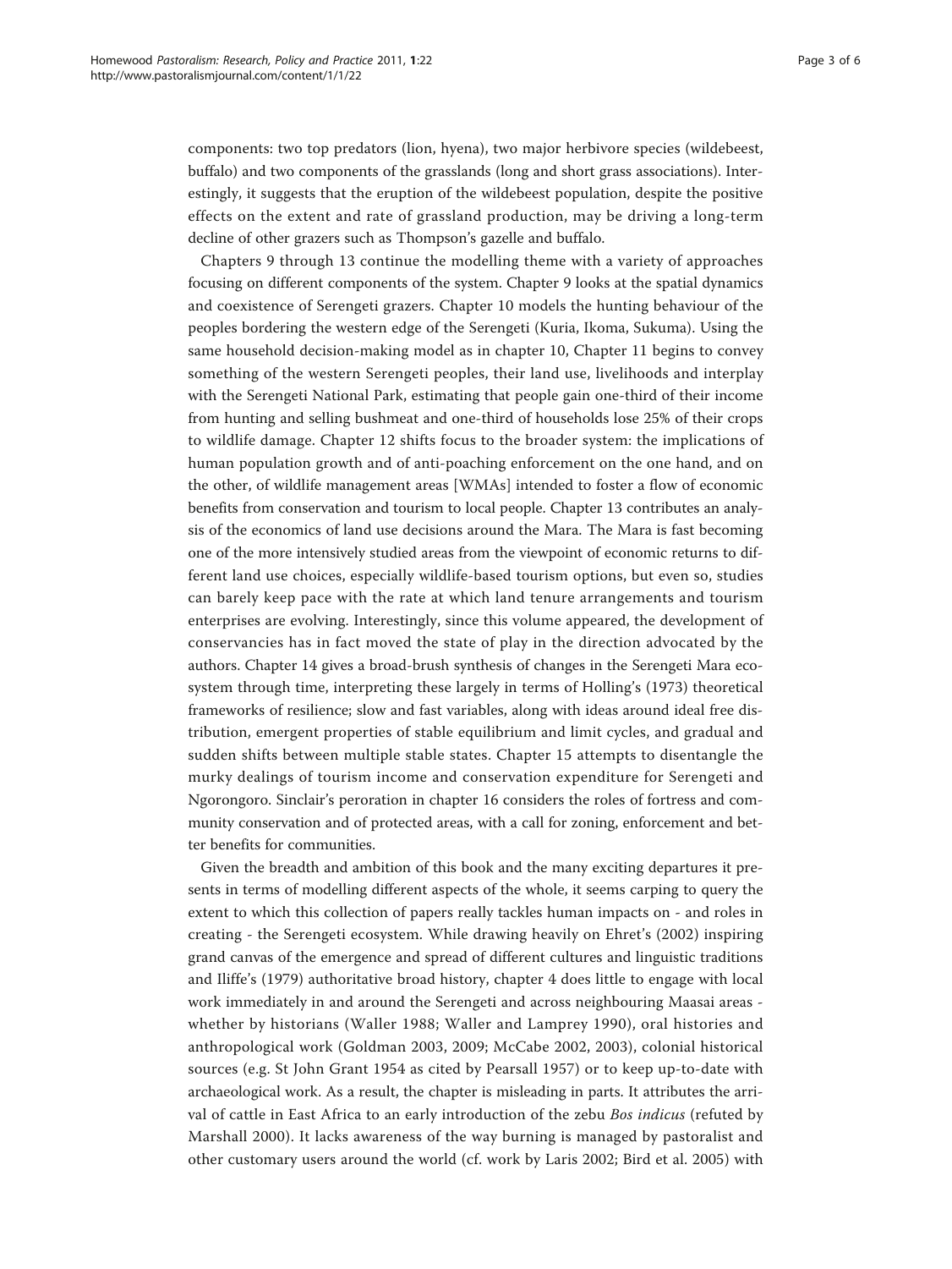components: two top predators (lion, hyena), two major herbivore species (wildebeest, buffalo) and two components of the grasslands (long and short grass associations). Interestingly, it suggests that the eruption of the wildebeest population, despite the positive effects on the extent and rate of grassland production, may be driving a long-term decline of other grazers such as Thompson's gazelle and buffalo.

Chapters 9 through 13 continue the modelling theme with a variety of approaches focusing on different components of the system. Chapter 9 looks at the spatial dynamics and coexistence of Serengeti grazers. Chapter 10 models the hunting behaviour of the peoples bordering the western edge of the Serengeti (Kuria, Ikoma, Sukuma). Using the same household decision-making model as in chapter 10, Chapter 11 begins to convey something of the western Serengeti peoples, their land use, livelihoods and interplay with the Serengeti National Park, estimating that people gain one-third of their income from hunting and selling bushmeat and one-third of households lose 25% of their crops to wildlife damage. Chapter 12 shifts focus to the broader system: the implications of human population growth and of anti-poaching enforcement on the one hand, and on the other, of wildlife management areas [WMAs] intended to foster a flow of economic benefits from conservation and tourism to local people. Chapter 13 contributes an analysis of the economics of land use decisions around the Mara. The Mara is fast becoming one of the more intensively studied areas from the viewpoint of economic returns to different land use choices, especially wildlife-based tourism options, but even so, studies can barely keep pace with the rate at which land tenure arrangements and tourism enterprises are evolving. Interestingly, since this volume appeared, the development of conservancies has in fact moved the state of play in the direction advocated by the authors. Chapter 14 gives a broad-brush synthesis of changes in the Serengeti Mara ecosystem through time, interpreting these largely in terms of Holling's (1973) theoretical frameworks of resilience; slow and fast variables, along with ideas around ideal free distribution, emergent properties of stable equilibrium and limit cycles, and gradual and sudden shifts between multiple stable states. Chapter 15 attempts to disentangle the murky dealings of tourism income and conservation expenditure for Serengeti and Ngorongoro. Sinclair's peroration in chapter 16 considers the roles of fortress and community conservation and of protected areas, with a call for zoning, enforcement and better benefits for communities.

Given the breadth and ambition of this book and the many exciting departures it presents in terms of modelling different aspects of the whole, it seems carping to query the extent to which this collection of papers really tackles human impacts on - and roles in creating - the Serengeti ecosystem. While drawing heavily on Ehret's (2002) inspiring grand canvas of the emergence and spread of different cultures and linguistic traditions and Iliffe's (1979) authoritative broad history, chapter 4 does little to engage with local work immediately in and around the Serengeti and across neighbouring Maasai areas - whether by historians (Waller 1988; Waller and Lamprey 1990), oral histories and anthropological work (Goldman 2003, 2009; McCabe 2002, 2003), colonial historical sources (e.g. St John Grant 1954 as cited by Pearsall 1957) or to keep up-to-date with archaeological work. As a result, the chapter is misleading in parts. It attributes the arrival of cattle in East Africa to an early introduction of the zebu *Bos indicus* (refuted by Marshall 2000). It lacks awareness of the way burning is managed by pastoralist and other customary users around the world (cf. work by Laris 2002; Bird et al. 2005) with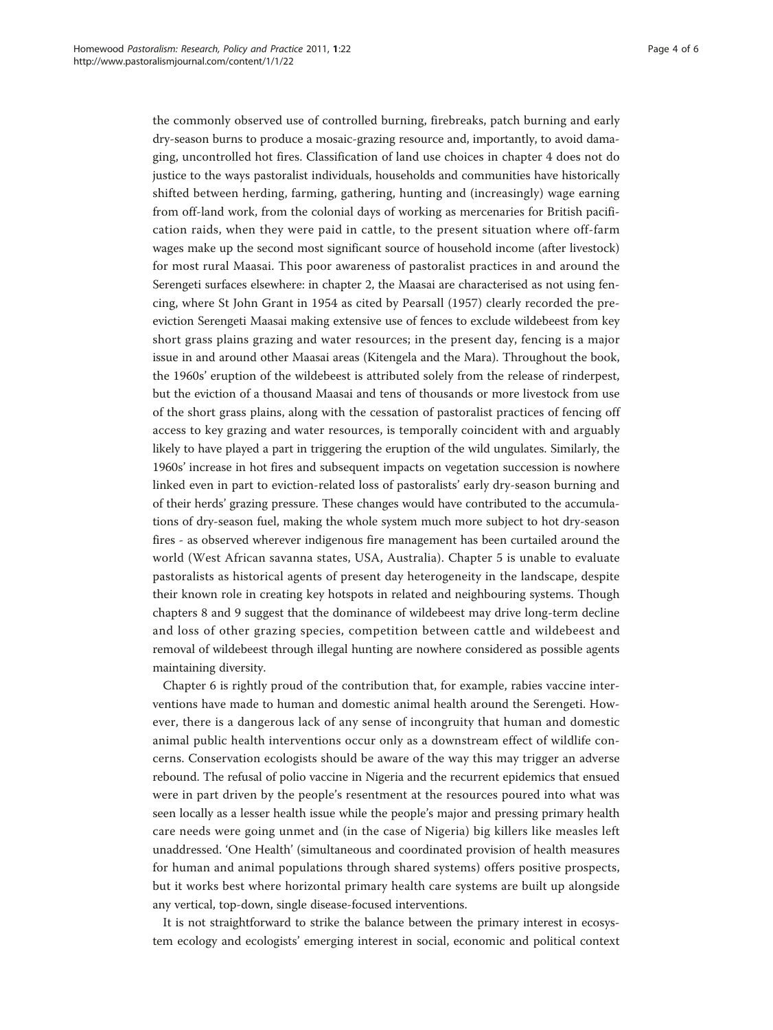the commonly observed use of controlled burning, firebreaks, patch burning and early dry-season burns to produce a mosaic-grazing resource and, importantly, to avoid damaging, uncontrolled hot fires. Classification of land use choices in chapter 4 does not do justice to the ways pastoralist individuals, households and communities have historically shifted between herding, farming, gathering, hunting and (increasingly) wage earning from off-land work, from the colonial days of working as mercenaries for British pacification raids, when they were paid in cattle, to the present situation where off-farm wages make up the second most significant source of household income (after livestock) for most rural Maasai. This poor awareness of pastoralist practices in and around the Serengeti surfaces elsewhere: in chapter 2, the Maasai are characterised as not using fencing, where St John Grant in 1954 as cited by Pearsall (1957) clearly recorded the pre-eviction Serengeti Maasai making extensive use of fences to exclude wildebeest from key short grass plains grazing and water resources; in the present day, fencing is a major issue in and around other Maasai areas (Kitengela and the Mara). Throughout the book, the 1960s' eruption of the wildebeest is attributed solely from the release of rinderpest, but the eviction of a thousand Maasai and tens of thousands or more livestock from use of the short grass plains, along with the cessation of pastoralist practices of fencing off access to key grazing and water resources, is temporally coincident with and arguably likely to have played a part in triggering the eruption of the wild ungulates. Similarly, the 1960s' increase in hot fires and subsequent impacts on vegetation succession is nowhere linked even in part to eviction-related loss of pastoralists' early dry-season burning and of their herds' grazing pressure. These changes would have contributed to the accumulations of dry-season fuel, making the whole system much more subject to hot dry-season fires - as observed wherever indigenous fire management has been curtailed around the world (West African savanna states, USA, Australia). Chapter 5 is unable to evaluate pastoralists as historical agents of present day heterogeneity in the landscape, despite their known role in creating key hotspots in related and neighbouring systems. Though chapters 8 and 9 suggest that the dominance of wildebeest may drive long-term decline and loss of other grazing species, competition between cattle and wildebeest and removal of wildebeest through illegal hunting are nowhere considered as possible agents maintaining diversity.

Chapter 6 is rightly proud of the contribution that, for example, rabies vaccine interventions have made to human and domestic animal health around the Serengeti. However, there is a dangerous lack of any sense of incongruity that human and domestic animal public health interventions occur only as a downstream effect of wildlife concerns. Conservation ecologists should be aware of the way this may trigger an adverse rebound. The refusal of polio vaccine in Nigeria and the recurrent epidemics that ensued were in part driven by the people's resentment at the resources poured into what was seen locally as a lesser health issue while the people's major and pressing primary health care needs were going unmet and (in the case of Nigeria) big killers like measles left unaddressed. 'One Health' (simultaneous and coordinated provision of health measures for human and animal populations through shared systems) offers positive prospects, but it works best where horizontal primary health care systems are built up alongside any vertical, top-down, single disease-focused interventions.

It is not straightforward to strike the balance between the primary interest in ecosystem ecology and ecologists' emerging interest in social, economic and political context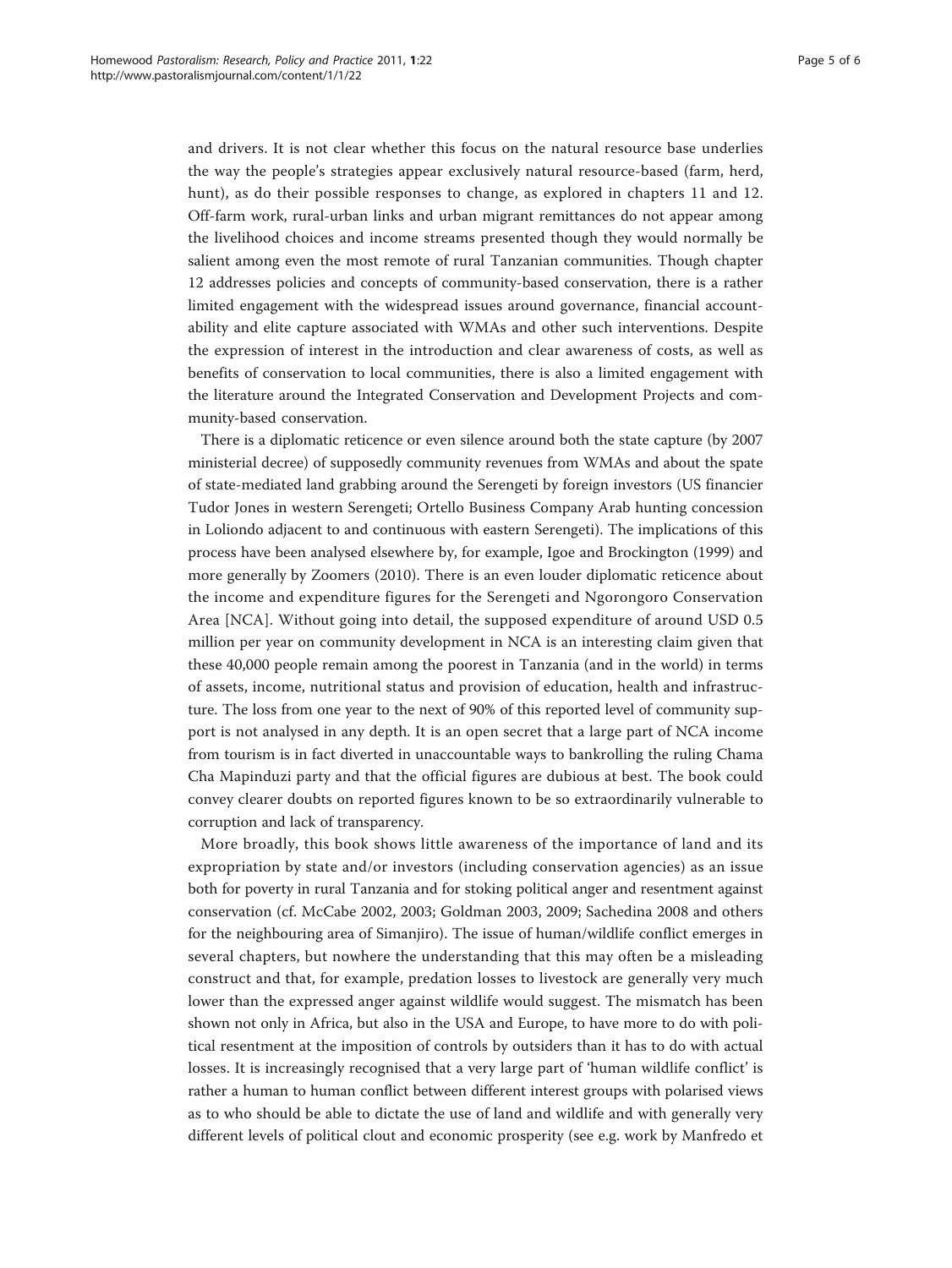and drivers. It is not clear whether this focus on the natural resource base underlies the way the people's strategies appear exclusively natural resource-based (farm, herd, hunt), as do their possible responses to change, as explored in chapters 11 and 12. Off-farm work, rural-urban links and urban migrant remittances do not appear among the livelihood choices and income streams presented though they would normally be salient among even the most remote of rural Tanzanian communities. Though chapter 12 addresses policies and concepts of community-based conservation, there is a rather limited engagement with the widespread issues around governance, financial accountability and elite capture associated with WMAs and other such interventions. Despite the expression of interest in the introduction and clear awareness of costs, as well as benefits of conservation to local communities, there is also a limited engagement with the literature around the Integrated Conservation and Development Projects and community-based conservation.

There is a diplomatic reticence or even silence around both the state capture (by 2007 ministerial decree) of supposedly community revenues from WMAs and about the spate of state-mediated land grabbing around the Serengeti by foreign investors (US financier Tudor Jones in western Serengeti; Ortello Business Company Arab hunting concession in Loliondo adjacent to and continuous with eastern Serengeti). The implications of this process have been analysed elsewhere by, for example, Igoe and Brockington (1999) and more generally by Zoomers (2010). There is an even louder diplomatic reticence about the income and expenditure figures for the Serengeti and Ngorongoro Conservation Area [NCA]. Without going into detail, the supposed expenditure of around USD 0.5 million per year on community development in NCA is an interesting claim given that these 40,000 people remain among the poorest in Tanzania (and in the world) in terms of assets, income, nutritional status and provision of education, health and infrastructure. The loss from one year to the next of 90% of this reported level of community support is not analysed in any depth. It is an open secret that a large part of NCA income from tourism is in fact diverted in unaccountable ways to bankrolling the ruling Chama Cha Mapinduzi party and that the official figures are dubious at best. The book could convey clearer doubts on reported figures known to be so extraordinarily vulnerable to corruption and lack of transparency.

More broadly, this book shows little awareness of the importance of land and its expropriation by state and/or investors (including conservation agencies) as an issue both for poverty in rural Tanzania and for stoking political anger and resentment against conservation (cf. McCabe 2002, 2003; Goldman 2003, 2009; Sachedina 2008 and others for the neighbouring area of Simanjiro). The issue of human/wildlife conflict emerges in several chapters, but nowhere the understanding that this may often be a misleading construct and that, for example, predation losses to livestock are generally very much lower than the expressed anger against wildlife would suggest. The mismatch has been shown not only in Africa, but also in the USA and Europe, to have more to do with political resentment at the imposition of controls by outsiders than it has to do with actual losses. It is increasingly recognised that a very large part of 'human wildlife conflict' is rather a human to human conflict between different interest groups with polarised views as to who should be able to dictate the use of land and wildlife and with generally very different levels of political clout and economic prosperity (see e.g. work by Manfredo et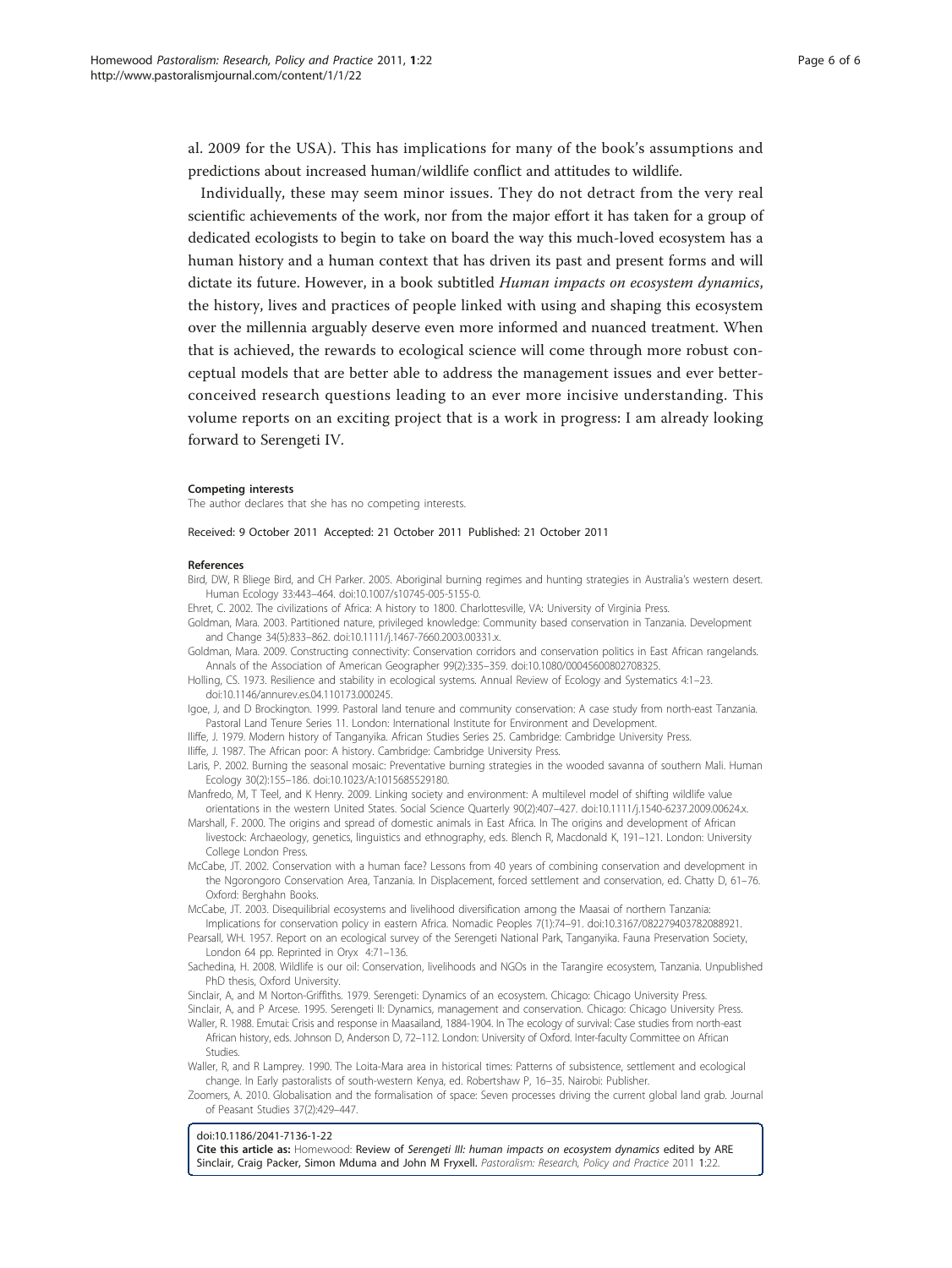al. 2009 for the USA). This has implications for many of the book's assumptions and predictions about increased human/wildlife conflict and attitudes to wildlife.

Individually, these may seem minor issues. They do not detract from the very real scientific achievements of the work, nor from the major effort it has taken for a group of dedicated ecologists to begin to take on board the way this much-loved ecosystem has a human history and a human context that has driven its past and present forms and will dictate its future. However, in a book subtitled *Human impacts on ecosystem dynamics*, the history, lives and practices of people linked with using and shaping this ecosystem over the millennia arguably deserve even more informed and nuanced treatment. When that is achieved, the rewards to ecological science will come through more robust conceptual models that are better able to address the management issues and ever better-conceived research questions leading to an ever more incisive understanding. This volume reports on an exciting project that is a work in progress: I am already looking forward to Serengeti IV.

#### Competing interests

The author declares that she has no competing interests.

Received: 9 October 2011 Accepted: 21 October 2011 Published: 21 October 2011

#### References

Bird, DW, R Bliege Bird, and CH Parker. 2005. Aboriginal burning regimes and hunting strategies in Australia's western desert. Human Ecology 33:443–464. doi:10.1007/s10745-005-5155-0.

Ehret, C. 2002. The civilizations of Africa: A history to 1800. Charlottesville, VA: University of Virginia Press.

Goldman, Mara. 2003. Partitioned nature, privileged knowledge: Community based conservation in Tanzania. Development and Change 34(5):833–862. doi:10.1111/j.1467-7660.2003.00331.x.

Goldman, Mara. 2009. Constructing connectivity: Conservation corridors and conservation politics in East African rangelands. Annals of the Association of American Geographer 99(2):335–359. doi:10.1080/00045600802708325.

Holling, CS. 1973. Resilience and stability in ecological systems. Annual Review of Ecology and Systematics 4:1–23. doi:10.1146/annurev.es.04.110173.000245.

Igoe, J, and D Brockington. 1999. Pastoral land tenure and community conservation: A case study from north-east Tanzania. Pastoral Land Tenure Series 11. London: International Institute for Environment and Development.

Iliffe, J. 1979. Modern history of Tanganyika. African Studies Series 25. Cambridge: Cambridge University Press.

Iliffe, J. 1987. The African poor: A history. Cambridge: Cambridge University Press.

Laris, P. 2002. Burning the seasonal mosaic: Preventative burning strategies in the wooded savanna of southern Mali. Human Ecology 30(2):155–186. doi:10.1023/A:1015685529180.

Manfredo, M, T Teel, and K Henry. 2009. Linking society and environment: A multilevel model of shifting wildlife value orientations in the western United States. Social Science Quarterly 90(2):407–427. doi:10.1111/j.1540-6237.2009.00624.x.

Marshall, F. 2000. The origins and spread of domestic animals in East Africa. In The origins and development of African livestock: Archaeology, genetics, linguistics and ethnography, eds. Blench R, Macdonald K, 191–121. London: University College London Press.

McCabe, JT. 2002. Conservation with a human face? Lessons from 40 years of combining conservation and development in the Ngorongoro Conservation Area, Tanzania. In Displacement, forced settlement and conservation, ed. Chatty D, 61–76. Oxford: Berghahn Books.

McCabe, JT. 2003. Disequilibrial ecosystems and livelihood diversification among the Maasai of northern Tanzania: Implications for conservation policy in eastern Africa. Nomadic Peoples 7(1):74–91. doi:10.3167/082279403782088921.

Pearsall, WH. 1957. Report on an ecological survey of the Serengeti National Park, Tanganyika. Fauna Preservation Society, London 64 pp. Reprinted in Oryx 4:71–136.

Sachedina, H. 2008. Wildlife is our oil: Conservation, livelihoods and NGOs in the Tarangire ecosystem, Tanzania. Unpublished PhD thesis, Oxford University.

Sinclair, A, and M Norton-Griffiths. 1979. Serengeti: Dynamics of an ecosystem. Chicago: Chicago University Press.

Sinclair, A, and P Arcese. 1995. Serengeti II: Dynamics, management and conservation. Chicago: Chicago University Press.

Waller, R. 1988. Emutai: Crisis and response in Maasailand, 1884-1904. In The ecology of survival: Case studies from north-east African history, eds. Johnson D, Anderson D, 72–112. London: University of Oxford. Inter-faculty Committee on African Studies.

Waller, R, and R Lamprey. 1990. The Loita-Mara area in historical times: Patterns of subsistence, settlement and ecological change. In Early pastoralists of south-western Kenya, ed. Robertshaw P, 16–35. Nairobi: Publisher.

Zoomers, A. 2010. Globalisation and the formalisation of space: Seven processes driving the current global land grab. Journal of Peasant Studies 37(2):429–447.

doi:10.1186/2041-7136-1-22

**Cite this article as:** Homewood: Review of *Serengeti III: human impacts on ecosystem dynamics* edited by ARE Sinclair, Craig Packer, Simon Mduma and John M Fryxell. *Pastoralism: Research, Policy and Practice* 2011 **1**:22.